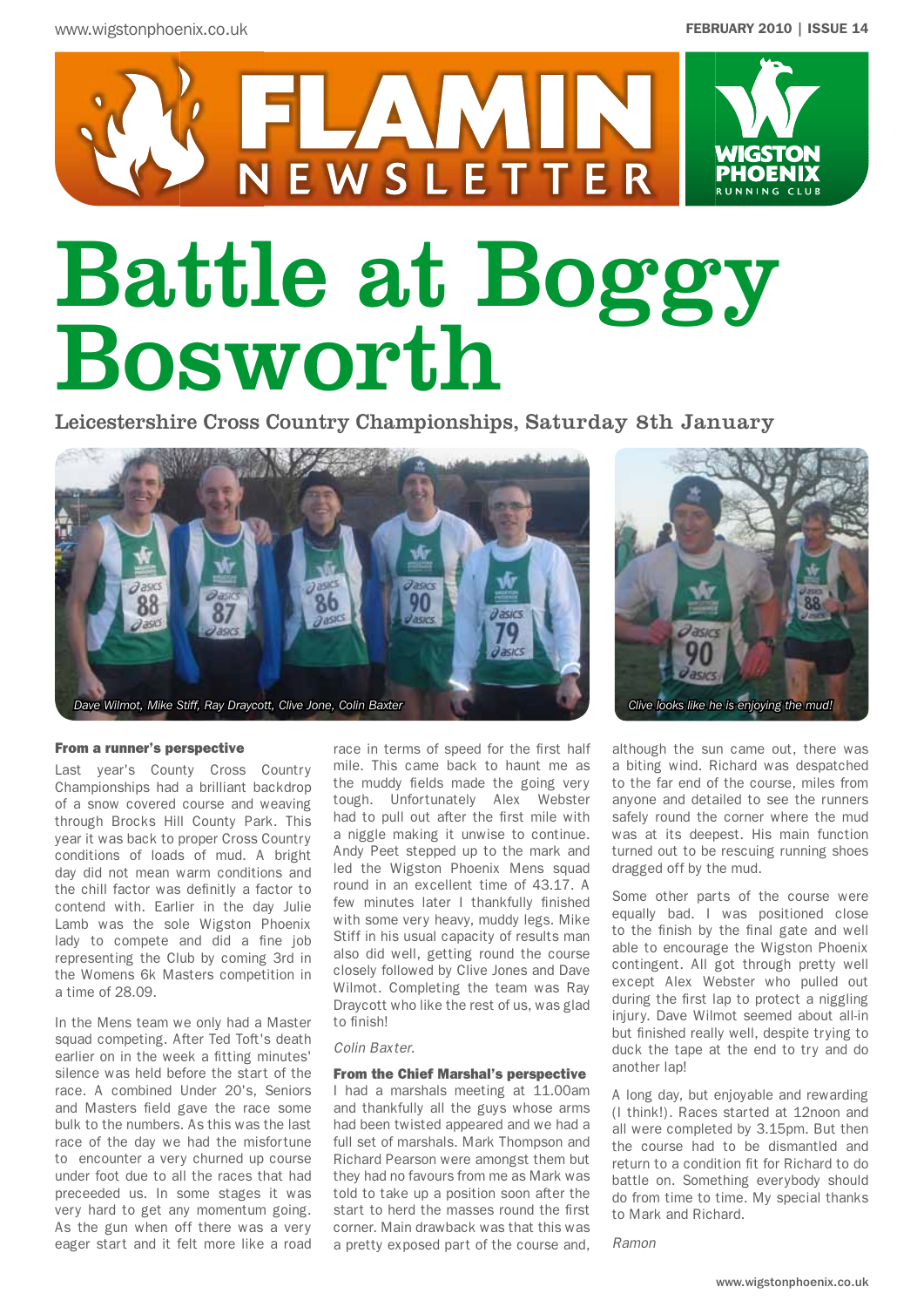# FLAMIN NEWSLETTER

WIGSTON PHOENIX RUNNING CLUB

# Battle at Boggy Bosworth

## Leicestershire Cross Country Championships, Saturday 8th January

*Dave Wilmot, Mike Stiff, Ray Draycott, Clive Jone, Colin Baxter*

*Clive looks like he is enjoying the mud!*

### From a runner's perspective

Last year's County Cross Country Championships had a brilliant backdrop of a snow covered course and weaving through Brocks Hill County Park. This year it was back to proper Cross Country conditions of loads of mud. A bright day did not mean warm conditions and the chill factor was definitly a factor to contend with. Earlier in the day Julie Lamb was the sole Wigston Phoenix lady to compete and did a fine job representing the Club by coming 3rd in the Womens 6k Masters competition in a time of 28.09.

In the Mens team we only had a Master squad competing. After Ted Toft's death earlier on in the week a fitting minutes' silence was held before the start of the race. A combined Under 20's, Seniors and Masters field gave the race some bulk to the numbers. As this was the last race of the day we had the misfortune to encounter a very churned up course under foot due to all the races that had preceeded us. In some stages it was very hard to get any momentum going. As the gun when off there was a very eager start and it felt more like a road race in terms of speed for the first half mile. This came back to haunt me as the muddy fields made the going very tough. Unfortunately Alex Webster had to pull out after the first mile with a niggle making it unwise to continue. Andy Peet stepped up to the mark and led the Wigston Phoenix Mens squad round in an excellent time of 43.17. A few minutes later I thankfully finished with some very heavy, muddy legs. Mike Stiff in his usual capacity of results man also did well, getting round the course closely followed by Clive Jones and Dave Wilmot. Completing the team was Ray Draycott who like the rest of us, was glad to finish!

*Colin Baxter.*

### From the Chief Marshal's perspective

I had a marshals meeting at 11.00am and thankfully all the guys whose arms had been twisted appeared and we had a full set of marshals. Mark Thompson and Richard Pearson were amongst them but they had no favours from me as Mark was told to take up a position soon after the start to herd the masses round the first corner. Main drawback was that this was a pretty exposed part of the course and, although the sun came out, there was a biting wind. Richard was despatched to the far end of the course, miles from anyone and detailed to see the runners safely round the corner where the mud was at its deepest. His main function turned out to be rescuing running shoes dragged off by the mud.

Some other parts of the course were equally bad. I was positioned close to the finish by the final gate and well able to encourage the Wigston Phoenix contingent. All got through pretty well except Alex Webster who pulled out during the first lap to protect a niggling injury. Dave Wilmot seemed about all-in but finished really well, despite trying to duck the tape at the end to try and do another lap!

A long day, but enjoyable and rewarding (I think!). Races started at 12noon and all were completed by 3.15pm. But then the course had to be dismantled and return to a condition fit for Richard to do battle on. Something everybody should do from time to time. My special thanks to Mark and Richard.

*Ramon*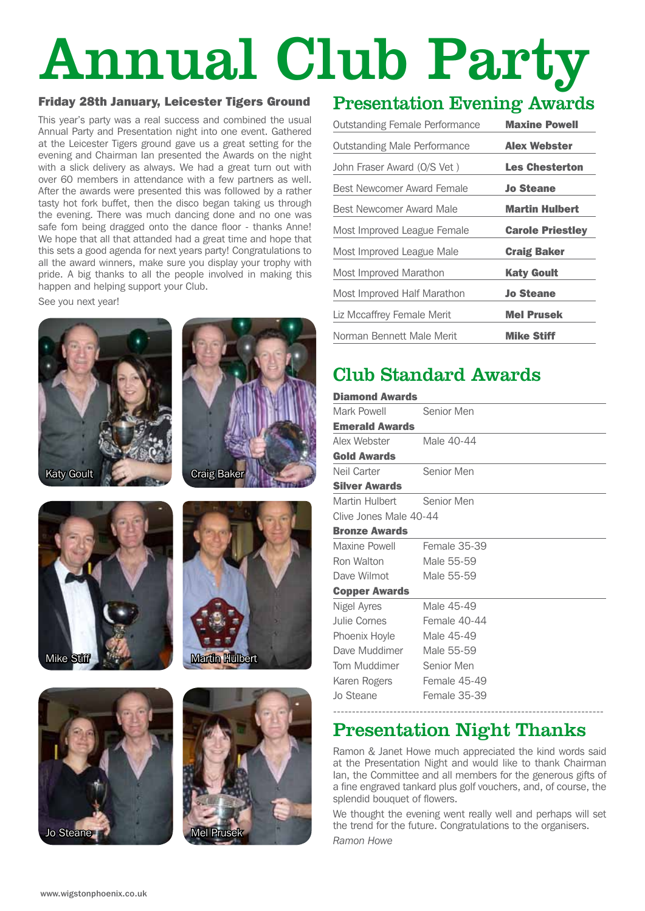# Annual Club Party

**Friday 28th January, Leicester Tigers Ground**

This year's party was a real success and combined the usual Annual Party and Presentation night into one event. Gathered at the Leicester Tigers ground gave us a great setting for the evening and Chairman Ian presented the Awards on the night with a slick delivery as always. We had a great turn out with over 60 members in attendance with a few partners as well. After the awards were presented this was followed by a rather tasty hot fork buffet, then the disco began taking us through the evening. There was much dancing done and no one was safe fom being dragged onto the dance floor - thanks Anne! We hope that all that attanded had a great time and hope that this sets a good agenda for next years party! Congratulations to all the award winners, make sure you display your trophy with pride. A big thanks to all the people involved in making this happen and helping support your Club.

See you next year!

Katy Goult

Craig Baker

Mike Stiff

Martin Hulbert

Jo Steane

Mel Prusek

## Presentation Evening Awards

| | |
|---|---|
| Outstanding Female Performance | **Maxine Powell** |
| Outstanding Male Performance | **Alex Webster** |
| John Fraser Award (O/S Vet ) | **Les Chesterton** |
| Best Newcomer Award Female | **Jo Steane** |
| Best Newcomer Award Male | **Martin Hulbert** |
| Most Improved League Female | **Carole Priestley** |
| Most Improved League Male | **Craig Baker** |
| Most Improved Marathon | **Katy Goult** |
| Most Improved Half Marathon | **Jo Steane** |
| Liz Mccaffrey Female Merit | **Mel Prusek** |
| Norman Bennett Male Merit | **Mike Stiff** |

## Club Standard Awards

**Diamond Awards**

| | |
|---|---|
| Mark Powell | Senior Men |

**Emerald Awards**

| | |
|---|---|
| Alex Webster | Male 40-44 |

**Gold Awards**

| | |
|---|---|
| Neil Carter | Senior Men |

**Silver Awards**

| | |
|---|---|
| Martin Hulbert | Senior Men |
| Clive Jones | Male 40-44 |

**Bronze Awards**

| | |
|---|---|
| Maxine Powell | Female 35-39 |
| Ron Walton | Male 55-59 |
| Dave Wilmot | Male 55-59 |

**Copper Awards**

| | |
|---|---|
| Nigel Ayres | Male 45-49 |
| Julie Cornes | Female 40-44 |
| Phoenix Hoyle | Male 45-49 |
| Dave Muddimer | Male 55-59 |
| Tom Muddimer | Senior Men |
| Karen Rogers | Female 45-49 |
| Jo Steane | Female 35-39 |

## Presentation Night Thanks

Ramon & Janet Howe much appreciated the kind words said at the Presentation Night and would like to thank Chairman Ian, the Committee and all members for the generous gifts of a fine engraved tankard plus golf vouchers, and, of course, the splendid bouquet of flowers.

We thought the evening went really well and perhaps will set the trend for the future. Congratulations to the organisers.

*Ramon Howe*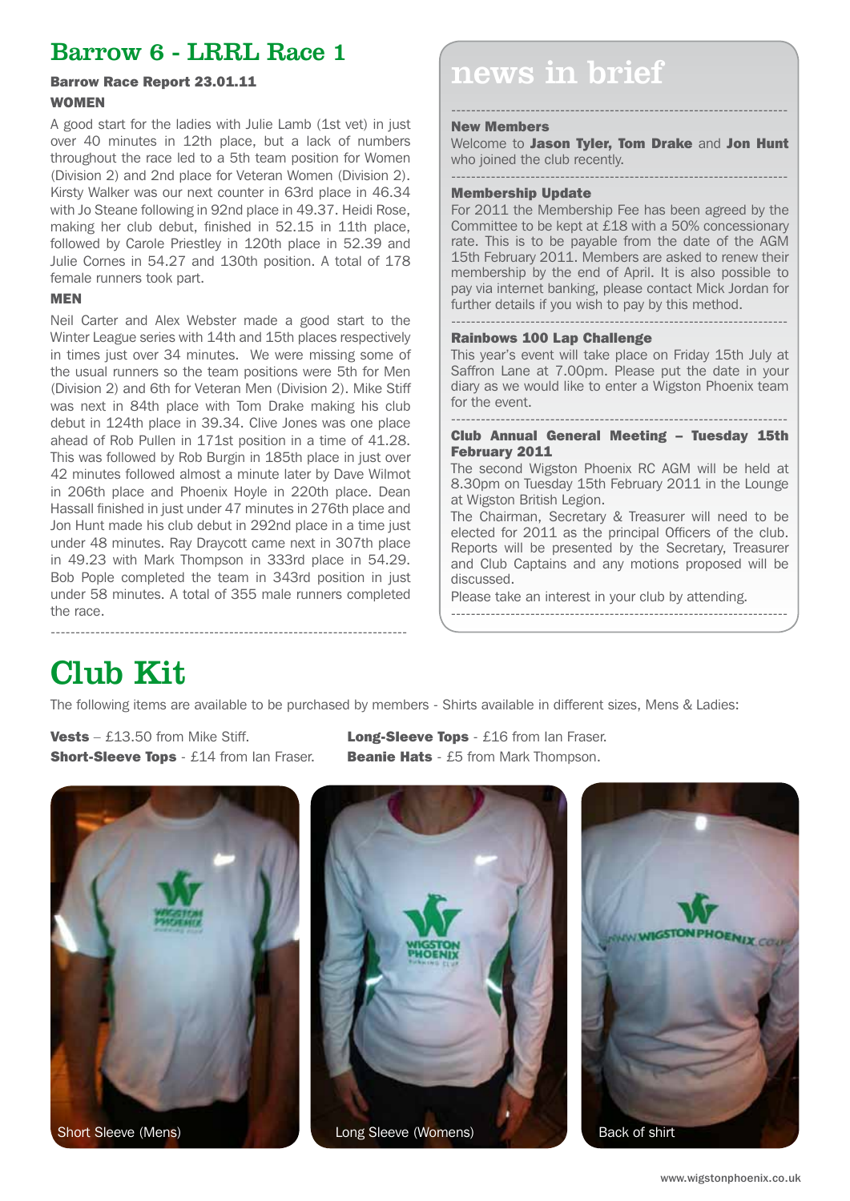## Barrow 6 - LRRL Race 1

**Barrow Race Report 23.01.11**

**WOMEN**

A good start for the ladies with Julie Lamb (1st vet) in just over 40 minutes in 12th place, but a lack of numbers throughout the race led to a 5th team position for Women (Division 2) and 2nd place for Veteran Women (Division 2). Kirsty Walker was our next counter in 63rd place in 46.34 with Jo Steane following in 92nd place in 49.37. Heidi Rose, making her club debut, finished in 52.15 in 11th place, followed by Carole Priestley in 120th place in 52.39 and Julie Cornes in 54.27 and 130th position. A total of 178 female runners took part.

**MEN**

Neil Carter and Alex Webster made a good start to the Winter League series with 14th and 15th places respectively in times just over 34 minutes. We were missing some of the usual runners so the team positions were 5th for Men (Division 2) and 6th for Veteran Men (Division 2). Mike Stiff was next in 84th place with Tom Drake making his club debut in 124th place in 39.34. Clive Jones was one place ahead of Rob Pullen in 171st position in a time of 41.28. This was followed by Rob Burgin in 185th place in just over 42 minutes followed almost a minute later by Dave Wilmot in 206th place and Phoenix Hoyle in 220th place. Dean Hassall finished in just under 47 minutes in 276th place and Jon Hunt made his club debut in 292nd place in a time just under 48 minutes. Ray Draycott came next in 307th place in 49.23 with Mark Thompson in 333rd place in 54.29. Bob Pople completed the team in 343rd position in just under 58 minutes. A total of 355 male runners completed the race.

## news in brief

**New Members**

Welcome to **Jason Tyler, Tom Drake** and **Jon Hunt** who joined the club recently.

**Membership Update**

For 2011 the Membership Fee has been agreed by the Committee to be kept at £18 with a 50% concessionary rate. This is to be payable from the date of the AGM 15th February 2011. Members are asked to renew their membership by the end of April. It is also possible to pay via internet banking, please contact Mick Jordan for further details if you wish to pay by this method.

**Rainbows 100 Lap Challenge**

This year's event will take place on Friday 15th July at Saffron Lane at 7.00pm. Please put the date in your diary as we would like to enter a Wigston Phoenix team for the event.

**Club Annual General Meeting – Tuesday 15th February 2011**

The second Wigston Phoenix RC AGM will be held at 8.30pm on Tuesday 15th February 2011 in the Lounge at Wigston British Legion.

The Chairman, Secretary & Treasurer will need to be elected for 2011 as the principal Officers of the club. Reports will be presented by the Secretary, Treasurer and Club Captains and any motions proposed will be discussed.

Please take an interest in your club by attending.

# Club Kit

The following items are available to be purchased by members - Shirts available in different sizes, Mens & Ladies:

**Vests** – £13.50 from Mike Stiff.
**Short-Sleeve Tops** - £14 from Ian Fraser.
**Long-Sleeve Tops** - £16 from Ian Fraser.
**Beanie Hats** - £5 from Mark Thompson.

Short Sleeve (Mens)

Long Sleeve (Womens)

Back of shirt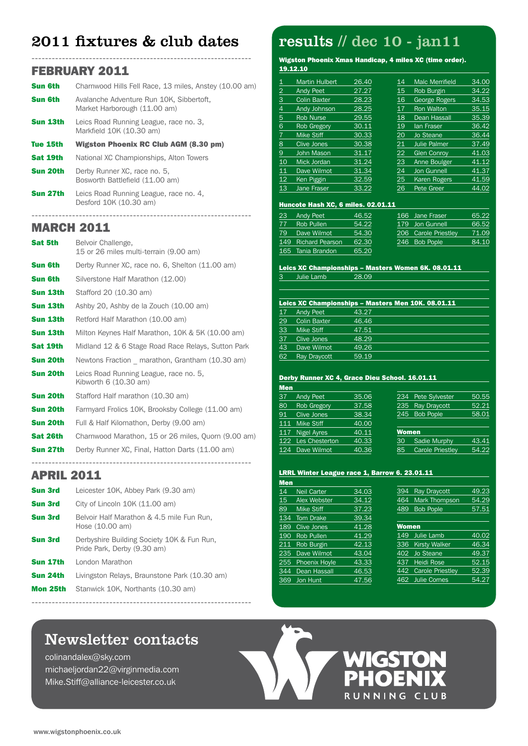# 2011 fixtures & club dates

## FEBRUARY 2011

| | |
|---|---|
| **Sun 6th** | Charnwood Hills Fell Race, 13 miles, Anstey (10.00 am) |
| **Sun 6th** | Avalanche Adventure Run 10K, Sibbertoft, Market Harborough (11.00 am) |
| **Sun 13th** | Leics Road Running League, race no. 3, Markfield 10K (10.30 am) |
| **Tue 15th** | **Wigston Phoenix RC Club AGM (8.30 pm)** |
| **Sat 19th** | National XC Championships, Alton Towers |
| **Sun 20th** | Derby Runner XC, race no. 5, Bosworth Battlefield (11.00 am) |
| **Sun 27th** | Leics Road Running League, race no. 4, Desford 10K (10.30 am) |

## MARCH 2011

| | |
|---|---|
| **Sat 5th** | Belvoir Challenge, 15 or 26 miles multi-terrain (9.00 am) |
| **Sun 6th** | Derby Runner XC, race no. 6, Shelton (11.00 am) |
| **Sun 6th** | Silverstone Half Marathon (12.00) |
| **Sun 13th** | Stafford 20 (10.30 am) |
| **Sun 13th** | Ashby 20, Ashby de la Zouch (10.00 am) |
| **Sun 13th** | Retford Half Marathon (10.00 am) |
| **Sun 13th** | Milton Keynes Half Marathon, 10K & 5K (10.00 am) |
| **Sat 19th** | Midland 12 & 6 Stage Road Race Relays, Sutton Park |
| **Sun 20th** | Newtons Fraction _ marathon, Grantham (10.30 am) |
| **Sun 20th** | Leics Road Running League, race no. 5, Kibworth 6 (10.30 am) |
| **Sun 20th** | Stafford Half marathon (10.30 am) |
| **Sun 20th** | Farmyard Frolics 10K, Brooksby College (11.00 am) |
| **Sun 20th** | Full & Half Kilomathon, Derby (9.00 am) |
| **Sat 26th** | Charnwood Marathon, 15 or 26 miles, Quorn (9.00 am) |
| **Sun 27th** | Derby Runner XC, Final, Hatton Darts (11.00 am) |

## APRIL 2011

| | |
|---|---|
| **Sun 3rd** | Leicester 10K, Abbey Park (9.30 am) |
| **Sun 3rd** | City of Lincoln 10K (11.00 am) |
| **Sun 3rd** | Belvoir Half Marathon & 4.5 mile Fun Run, Hose (10.00 am) |
| **Sun 3rd** | Derbyshire Building Society 10K & Fun Run, Pride Park, Derby (9.30 am) |
| **Sun 17th** | London Marathon |
| **Sun 24th** | Livingston Relays, Braunstone Park (10.30 am) |
| **Mon 25th** | Stanwick 10K, Northants (10.30 am) |

# results // dec 10 - jan11

### Wigston Phoenix Xmas Handicap, 4 miles XC (time order). 19.12.10

| | | | | | |
|---|---|---|---|---|---|
| 1 | Martin Hulbert | 26.40 | 14 | Malc Merrifield | 34.00 |
| 2 | Andy Peet | 27.27 | 15 | Rob Burgin | 34.22 |
| 3 | Colin Baxter | 28.23 | 16 | George Rogers | 34.53 |
| 4 | Andy Johnson | 28.25 | 17 | Ron Walton | 35.15 |
| 5 | Rob Nurse | 29.55 | 18 | Dean Hassall | 35.39 |
| 6 | Rob Gregory | 30.11 | 19 | Ian Fraser | 36.42 |
| 7 | Mike Stiff | 30.33 | 20 | Jo Steane | 36.44 |
| 8 | Clive Jones | 30.38 | 21 | Julie Palmer | 37.49 |
| 9 | John Mason | 31.17 | 22 | Glen Conroy | 41.03 |
| 10 | Mick Jordan | 31.24 | 23 | Anne Boulger | 41.12 |
| 11 | Dave Wilmot | 31.34 | 24 | Jon Gunnell | 41.37 |
| 12 | Ken Piggin | 32.59 | 25 | Karen Rogers | 41.59 |
| 13 | Jane Fraser | 33.22 | 26 | Pete Greer | 44.02 |

### Huncote Hash XC, 6 miles. 02.01.11

| | | | | | |
|---|---|---|---|---|---|
| 23 | Andy Peet | 46.52 | 166 | Jane Fraser | 65.22 |
| 77 | Rob Pullen | 54.22 | 179 | Jon Gunnell | 66.52 |
| 79 | Dave Wilmot | 54.30 | 206 | Carole Priestley | 71.09 |
| 149 | Richard Pearson | 62.30 | 246 | Bob Pople | 84.10 |
| 165 | Tania Brandon | 65.20 | | | |

### Leics XC Championships – Masters Women 6K. 08.01.11

| | | |
|---|---|---|
| 3 | Julie Lamb | 28.09 |

### Leics XC Championships – Masters Men 10K. 08.01.11

| | | |
|---|---|---|
| 17 | Andy Peet | 43.27 |
| 29 | Colin Baxter | 46.46 |
| 33 | Mike Stiff | 47.51 |
| 37 | Clive Jones | 48.29 |
| 43 | Dave Wilmot | 49.26 |
| 62 | Ray Draycott | 59.19 |

### Derby Runner XC 4, Grace Dieu School. 16.01.11

**Men**

| | | | | | |
|---|---|---|---|---|---|
| 37 | Andy Peet | 35.06 | 234 | Pete Sylvester | 50.55 |
| 80 | Rob Gregory | 37.58 | 235 | Ray Draycott | 52.21 |
| 91 | Clive Jones | 38.34 | 245 | Bob Pople | 58.01 |
| 111 | Mike Stiff | 40.00 | | | |
| 117 | Nigel Ayres | 40.11 | | | |
| 122 | Les Chesterton | 40.33 | | | |
| 124 | Dave Wilmot | 40.36 | | | |

**Women**

| | | |
|---|---|---|
| 30 | Sadie Murphy | 43.41 |
| 85 | Carole Priestley | 54.22 |

### LRRL Winter League race 1, Barrow 6. 23.01.11

**Men**

| | | |
|---|---|---|
| 14 | Neil Carter | 34.03 |
| 15 | Alex Webster | 34.12 |
| 89 | Mike Stiff | 37.23 |
| 134 | Tom Drake | 39.34 |
| 189 | Clive Jones | 41.28 |
| 190 | Rob Pullen | 41.29 |
| 211 | Rob Burgin | 42.13 |
| 235 | Dave Wilmot | 43.04 |
| 255 | Phoenix Hoyle | 43.33 |
| 344 | Dean Hassall | 46.53 |
| 369 | Jon Hunt | 47.56 |
| 394 | Ray Draycott | 49.23 |
| 464 | Mark Thompson | 54.29 |
| 489 | Bob Pople | 57.51 |

**Women**

| | | |
|---|---|---|
| 149 | Julie Lamb | 40.02 |
| 336 | Kirsty Walker | 46.34 |
| 402 | Jo Steane | 49.37 |
| 437 | Heidi Rose | 52.15 |
| 442 | Carole Priestley | 52.39 |
| 462 | Julie Cornes | 54.27 |

# Newsletter contacts

colinandalex@sky.com
michaeljordan22@virginmedia.com
Mike.Stiff@alliance-leicester.co.uk

WIGSTON PHOENIX RUNNING CLUB

www.wigstonphoenix.co.uk